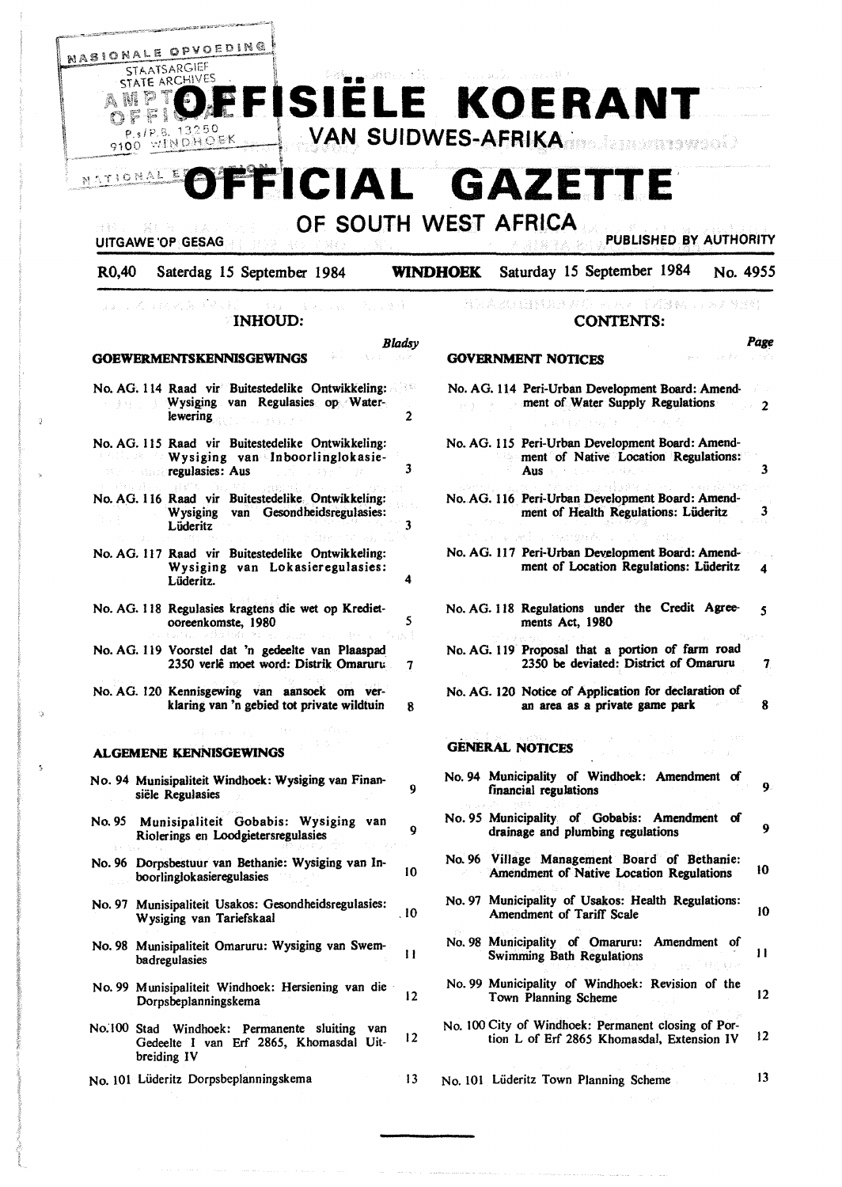# OFFISIËLE KOERANT VAN SUIDWES-AFRIKA

# OFFICIAL GAZETTE OF SOUTH WEST AFRICA

UITGAWE OP GESAG — PUBLISHED BY AUTHORITY

R0,40 Saterdag 15 September 1984 **WINDHOEK** Saturday 15 September 1984 No. 4955

## INHOUD:

| | | Bladsy |
|---|---|---|
| **GOEWERMENTSKENNISGEWINGS** | | |
| No. AG. 114 | Raad vir Buitestedelike Ontwikkeling: Wysiging van Regulasies op Waterlewering | 2 |
| No. AG. 115 | Raad vir Buitestedelike Ontwikkeling: Wysiging van Inboorlinglokasieregulasies: Aus | 3 |
| No. AG. 116 | Raad vir Buitestedelike Ontwikkeling: Wysiging van Gesondheidsregulasies: Lüderitz | 3 |
| No. AG. 117 | Raad vir Buitestedelike Ontwikkeling: Wysiging van Lokasieregulasies: Lüderitz. | 4 |
| No. AG. 118 | Regulasies kragtens die wet op Kredietooreenkomste, 1980 | 5 |
| No. AG. 119 | Voorstel dat 'n gedeelte van Plaaspad 2350 verlê moet word: Distrik Omaruru | 7 |
| No. AG. 120 | Kennisgewing van aansoek om verklaring van 'n gebied tot private wildtuin | 8 |
| **ALGEMENE KENNISGEWINGS** | | |
| No. 94 | Munisipaliteit Windhoek: Wysiging van Finansiële Regulasies | 9 |
| No. 95 | Munisipaliteit Gobabis: Wysiging van Riolerings en Loodgietersregulasies | 9 |
| No. 96 | Dorpsbestuur van Bethanie: Wysiging van Inboorlinglokasieregulasies | 10 |
| No. 97 | Munisipaliteit Usakos: Gesondheidsregulasies: Wysiging van Tariefskaal | 10 |
| No. 98 | Munisipaliteit Omaruru: Wysiging van Swembadregulasies | 11 |
| No. 99 | Munisipaliteit Windhoek: Hersiening van die Dorpsbeplanningskema | 12 |
| No. 100 | Stad Windhoek: Permanente sluiting van Gedeelte I van Erf 2865, Khomasdal Uitbreiding IV | 12 |
| No. 101 | Lüderitz Dorpsbeplanningskema | 13 |

## CONTENTS:

| | | Page |
|---|---|---|
| **GOVERNMENT NOTICES** | | |
| No. AG. 114 | Peri-Urban Development Board: Amendment of Water Supply Regulations | 2 |
| No. AG. 115 | Peri-Urban Development Board: Amendment of Native Location Regulations: Aus | 3 |
| No. AG. 116 | Peri-Urban Development Board: Amendment of Health Regulations: Lüderitz | 3 |
| No. AG. 117 | Peri-Urban Development Board: Amendment of Location Regulations: Lüderitz | 4 |
| No. AG. 118 | Regulations under the Credit Agreements Act, 1980 | 5 |
| No. AG. 119 | Proposal that a portion of farm road 2350 be deviated: District of Omaruru | 7 |
| No. AG. 120 | Notice of Application for declaration of an area as a private game park | 8 |
| **GENERAL NOTICES** | | |
| No. 94 | Municipality of Windhoek: Amendment of financial regulations | 9 |
| No. 95 | Municipality of Gobabis: Amendment of drainage and plumbing regulations | 9 |
| No. 96 | Village Management Board of Bethanie: Amendment of Native Location Regulations | 10 |
| No. 97 | Municipality of Usakos: Health Regulations: Amendment of Tariff Scale | 10 |
| No. 98 | Municipality of Omaruru: Amendment of Swimming Bath Regulations | 11 |
| No. 99 | Municipality of Windhoek: Revision of the Town Planning Scheme | 12 |
| No. 100 | City of Windhoek: Permanent closing of Portion L of Erf 2865 Khomasdal, Extension IV | 12 |
| No. 101 | Lüderitz Town Planning Scheme | 13 |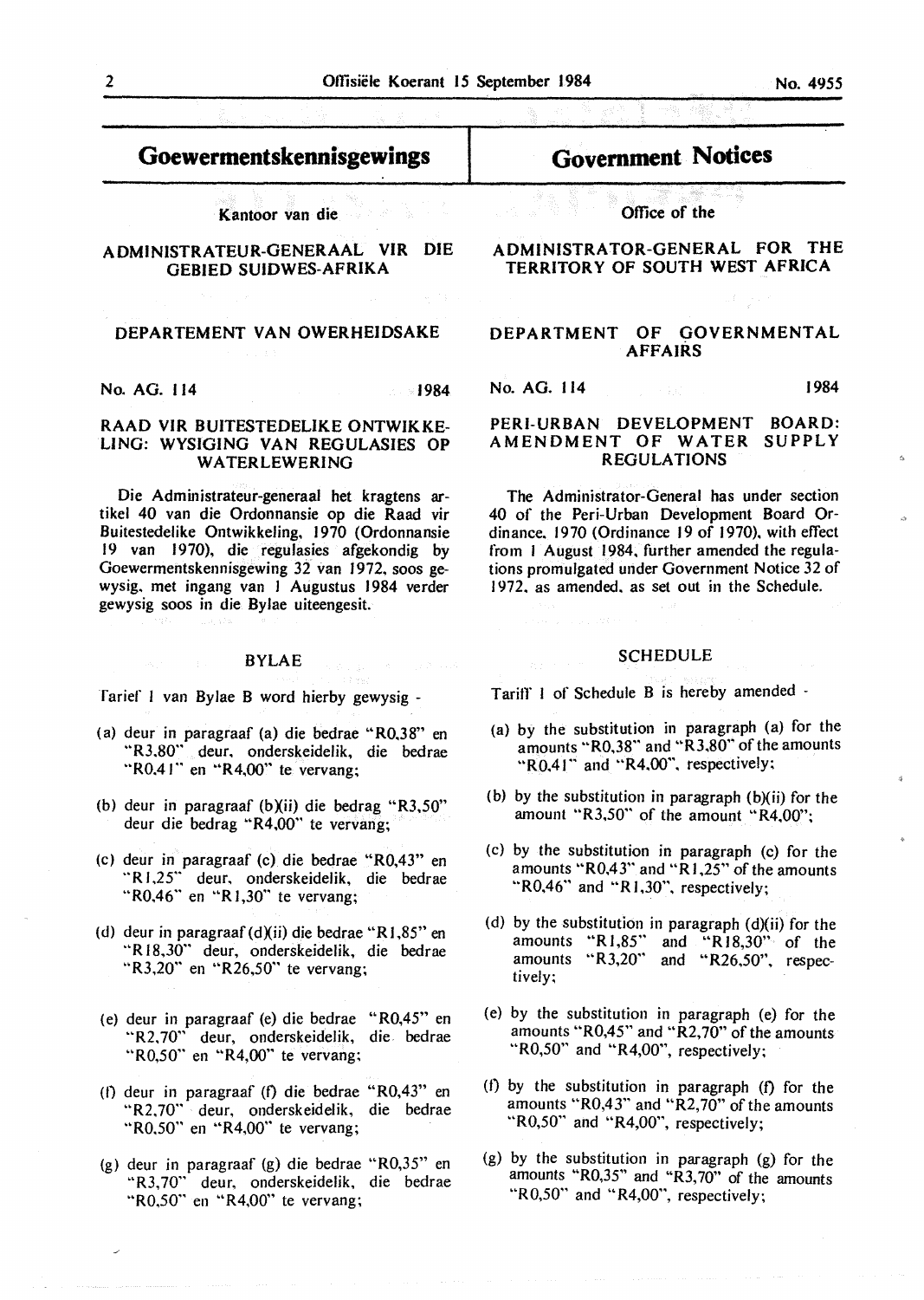# Goewermentskennisgewings

Kantoor van die

## ADMINISTRATEUR-GENERAAL VIR DIE GEBIED SUIDWES-AFRIKA

### DEPARTEMENT VAN OWERHEIDSAKE

No. AG. 114 1984

### RAAD VIR BUITESTEDELIKE ONTWIKKELING: WYSIGING VAN REGULASIES OP WATERLEWERING

Die Administrateur-generaal het kragtens artikel 40 van die Ordonnansie op die Raad vir Buitestedelike Ontwikkeling, 1970 (Ordonnansie 19 van 1970), die regulasies afgekondig by Goewermentskennisgewing 32 van 1972, soos gewysig, met ingang van 1 Augustus 1984 verder gewysig soos in die Bylae uiteengesit.

BYLAE

Tarief 1 van Bylae B word hierby gewysig -

(a) deur in paragraaf (a) die bedrae "R0,38" en "R3,80" deur, onderskeidelik, die bedrae "R0,41" en "R4,00" te vervang;

(b) deur in paragraaf (b)(ii) die bedrag "R3,50" deur die bedrag "R4,00" te vervang;

(c) deur in paragraaf (c) die bedrae "R0,43" en "R1,25" deur, onderskeidelik, die bedrae "R0,46" en "R1,30" te vervang;

(d) deur in paragraaf (d)(ii) die bedrae "R1,85" en "R18,30" deur, onderskeidelik, die bedrae "R3,20" en "R26,50" te vervang;

(e) deur in paragraaf (e) die bedrae "R0,45" en "R2,70" deur, onderskeidelik, die bedrae "R0,50" en "R4,00" te vervang;

(f) deur in paragraaf (f) die bedrae "R0,43" en "R2,70" deur, onderskeidelik, die bedrae "R0,50" en "R4,00" te vervang;

(g) deur in paragraaf (g) die bedrae "R0,35" en "R3,70" deur, onderskeidelik, die bedrae "R0,50" en "R4,00" te vervang;

# Government Notices

Office of the

## ADMINISTRATOR-GENERAL FOR THE TERRITORY OF SOUTH WEST AFRICA

### DEPARTMENT OF GOVERNMENTAL AFFAIRS

No. AG. 114 1984

### PERI-URBAN DEVELOPMENT BOARD: AMENDMENT OF WATER SUPPLY REGULATIONS

The Administrator-General has under section 40 of the Peri-Urban Development Board Ordinance, 1970 (Ordinance 19 of 1970), with effect from 1 August 1984, further amended the regulations promulgated under Government Notice 32 of 1972, as amended, as set out in the Schedule.

SCHEDULE

Tariff 1 of Schedule B is hereby amended -

(a) by the substitution in paragraph (a) for the amounts "R0,38" and "R3,80" of the amounts "R0,41" and "R4,00", respectively;

(b) by the substitution in paragraph (b)(ii) for the amount "R3,50" of the amount "R4,00";

(c) by the substitution in paragraph (c) for the amounts "R0,43" and "R1,25" of the amounts "R0,46" and "R1,30", respectively;

(d) by the substitution in paragraph (d)(ii) for the amounts "R1,85" and "R18,30" of the amounts "R3,20" and "R26,50", respectively;

(e) by the substitution in paragraph (e) for the amounts "R0,45" and "R2,70" of the amounts "R0,50" and "R4,00", respectively;

(f) by the substitution in paragraph (f) for the amounts "R0,43" and "R2,70" of the amounts "R0,50" and "R4,00", respectively;

(g) by the substitution in paragraph (g) for the amounts "R0,35" and "R3,70" of the amounts "R0,50" and "R4,00", respectively;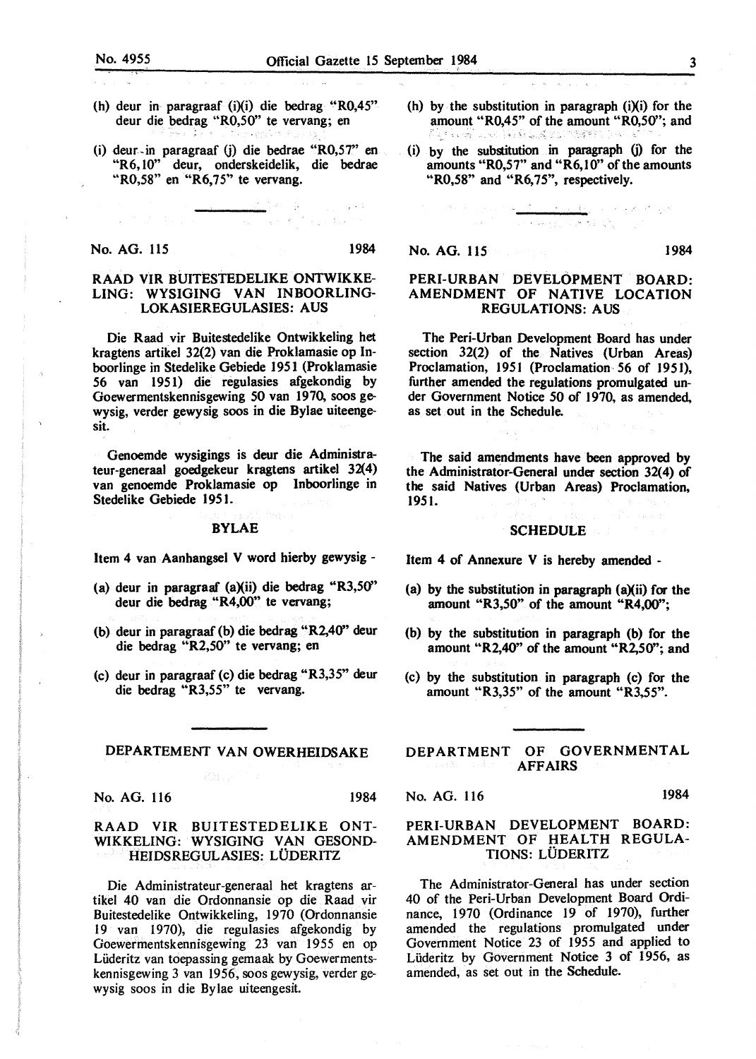(h) deur in paragraaf (i)(i) die bedrag "R0,45" deur die bedrag "R0,50" te vervang; en

(i) deur in paragraaf (j) die bedrae "R0,57" en "R6,10" deur, onderskeidelik, die bedrae "R0,58" en "R6,75" te vervang.

---

No. AG. 115 1984

### RAAD VIR BUITESTEDELIKE ONTWIKKELING: WYSIGING VAN INBOORLINGLOKASIEREGULASIES: AUS

Die Raad vir Buitestedelike Ontwikkeling het kragtens artikel 32(2) van die Proklamasie op Inboorlinge in Stedelike Gebiede 1951 (Proklamasie 56 van 1951) die regulasies afgekondig by Goewermentskennisgewing 50 van 1970, soos gewysig, verder gewysig soos in die Bylae uiteengesit.

Genoemde wysigings is deur die Administrateur-generaal goedgekeur kragtens artikel 32(4) van genoemde Proklamasie op Inboorlinge in Stedelike Gebiede 1951.

#### BYLAE

Item 4 van Aanhangsel V word hierby gewysig -

(a) deur in paragraaf (a)(ii) die bedrag "R3,50" deur die bedrag "R4,00" te vervang;

(b) deur in paragraaf (b) die bedrag "R2,40" deur die bedrag "R2,50" te vervang; en

(c) deur in paragraaf (c) die bedrag "R3,35" deur die bedrag "R3,55" te vervang.

---

### DEPARTEMENT VAN OWERHEIDSAKE

No. AG. 116 1984

### RAAD VIR BUITESTEDELIKE ONTWIKKELING: WYSIGING VAN GESONDHEIDSREGULASIES: LÜDERITZ

Die Administrateur-generaal het kragtens artikel 40 van die Ordonnansie op die Raad vir Buitestedelike Ontwikkeling, 1970 (Ordonnansie 19 van 1970), die regulasies afgekondig by Goewermentskennisgewing 23 van 1955 en op Lüderitz van toepassing gemaak by Goewermentskennisgewing 3 van 1956, soos gewysig, verder gewysig soos in die Bylae uiteengesit.

(h) by the substitution in paragraph (i)(i) for the amount "R0,45" of the amount "R0,50"; and

(i) by the substitution in paragraph (j) for the amounts "R0,57" and "R6,10" of the amounts "R0,58" and "R6,75", respectively.

---

No. AG. 115 1984

### PERI-URBAN DEVELOPMENT BOARD: AMENDMENT OF NATIVE LOCATION REGULATIONS: AUS

The Peri-Urban Development Board has under section 32(2) of the Natives (Urban Areas) Proclamation, 1951 (Proclamation 56 of 1951), further amended the regulations promulgated under Government Notice 50 of 1970, as amended, as set out in the Schedule.

The said amendments have been approved by the Administrator-General under section 32(4) of the said Natives (Urban Areas) Proclamation, 1951.

#### SCHEDULE

Item 4 of Annexure V is hereby amended -

(a) by the substitution in paragraph (a)(ii) for the amount "R3,50" of the amount "R4,00";

(b) by the substitution in paragraph (b) for the amount "R2,40" of the amount "R2,50"; and

(c) by the substitution in paragraph (c) for the amount "R3,35" of the amount "R3,55".

---

### DEPARTMENT OF GOVERNMENTAL AFFAIRS

No. AG. 116 1984

### PERI-URBAN DEVELOPMENT BOARD: AMENDMENT OF HEALTH REGULATIONS: LÜDERITZ

The Administrator-General has under section 40 of the Peri-Urban Development Board Ordinance, 1970 (Ordinance 19 of 1970), further amended the regulations promulgated under Government Notice 23 of 1955 and applied to Lüderitz by Government Notice 3 of 1956, as amended, as set out in the Schedule.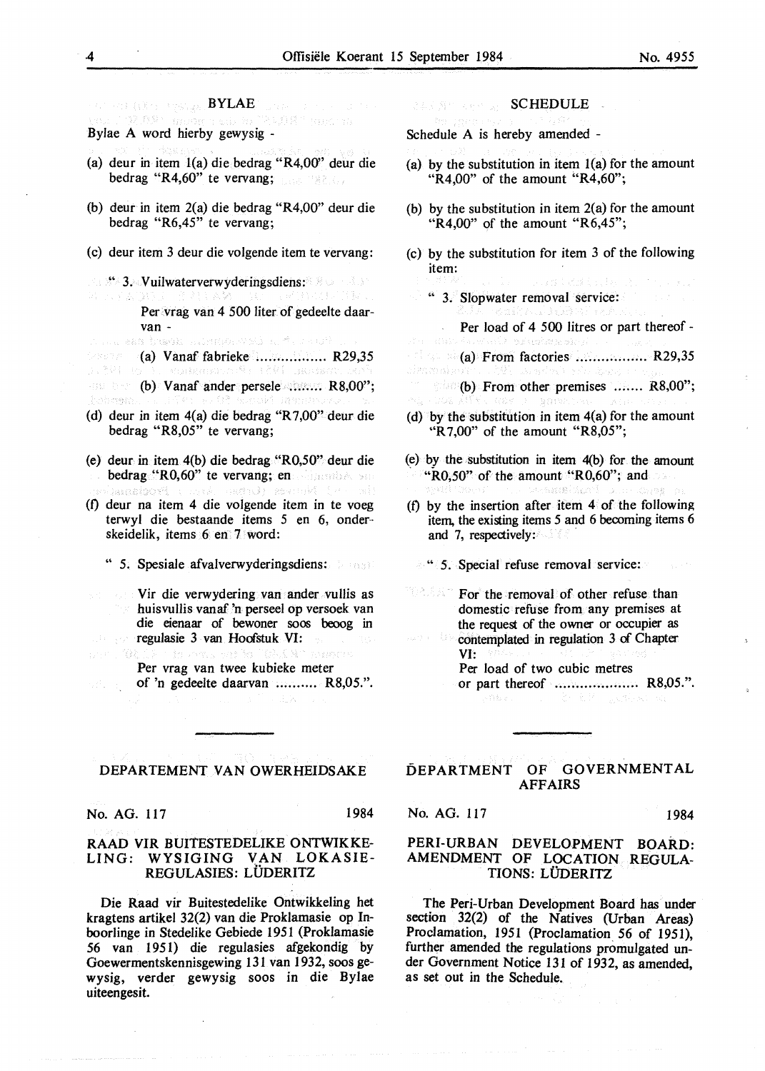## BYLAE

Bylae A word hierby gewysig -

(a) deur in item 1(a) die bedrag "R4,00" deur die bedrag "R4,60" te vervang;

(b) deur in item 2(a) die bedrag "R4,00" deur die bedrag "R6,45" te vervang;

(c) deur item 3 deur die volgende item te vervang:

" 3. Vuilwaterverwyderingsdiens:

Per vrag van 4 500 liter of gedeelte daarvan -

(a) Vanaf fabrieke ................. R29,35

(b) Vanaf ander persele ........ R8,00";

(d) deur in item 4(a) die bedrag "R7,00" deur die bedrag "R8,05" te vervang;

(e) deur in item 4(b) die bedrag "R0,50" deur die bedrag "R0,60" te vervang; en

(f) deur na item 4 die volgende item in te voeg terwyl die bestaande items 5 en 6, onderskeidelik, items 6 en 7 word:

" 5. Spesiale afvalverwyderingsdiens:

Vir die verwydering van ander vullis as huisvullis vanaf 'n perseel op versoek van die eienaar of bewoner soos beoog in regulasie 3 van Hoofstuk VI:

Per vrag van twee kubieke meter of 'n gedeelte daarvan .......... R8,05.".

## SCHEDULE

Schedule A is hereby amended -

(a) by the substitution in item 1(a) for the amount "R4,00" of the amount "R4,60";

(b) by the substitution in item 2(a) for the amount "R4,00" of the amount "R6,45";

(c) by the substitution for item 3 of the following item:

" 3. Slopwater removal service:

Per load of 4 500 litres or part thereof -

(a) From factories ................. R29,35

(b) From other premises ....... R8,00";

(d) by the substitution in item 4(a) for the amount "R7,00" of the amount "R8,05";

(e) by the substitution in item 4(b) for the amount "R0,50" of the amount "R0,60"; and

(f) by the insertion after item 4 of the following item, the existing items 5 and 6 becoming items 6 and 7, respectively:

" 5. Special refuse removal service:

For the removal of other refuse than domestic refuse from any premises at the request of the owner or occupier as contemplated in regulation 3 of Chapter VI:

Per load of two cubic metres or part thereof .................... R8,05.".

---

## DEPARTEMENT VAN OWERHEIDSAKE

No. AG. 117 1984

### RAAD VIR BUITESTEDELIKE ONTWIKKELING: WYSIGING VAN LOKASIEREGULASIES: LÜDERITZ

Die Raad vir Buitestedelike Ontwikkeling het kragtens artikel 32(2) van die Proklamasie op Inboorlinge in Stedelike Gebiede 1951 (Proklamasie 56 van 1951) die regulasies afgekondig by Goewermentskennisgewing 131 van 1932, soos gewysig, verder gewysig soos in die Bylae uiteengesit.

## DEPARTMENT OF GOVERNMENTAL AFFAIRS

No. AG. 117 1984

### PERI-URBAN DEVELOPMENT BOARD: AMENDMENT OF LOCATION REGULATIONS: LÜDERITZ

The Peri-Urban Development Board has under section 32(2) of the Natives (Urban Areas) Proclamation, 1951 (Proclamation 56 of 1951), further amended the regulations promulgated under Government Notice 131 of 1932, as amended, as set out in the Schedule.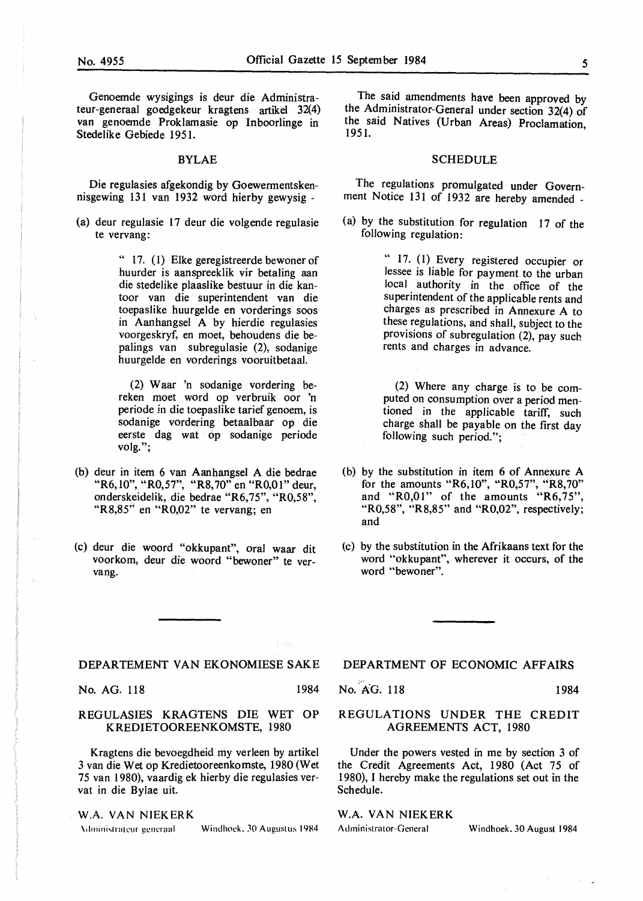Genoemde wysigings is deur die Administrateur-generaal goedgekeur kragtens artikel 32(4) van genoemde Proklamasie op Inboorlinge in Stedelike Gebiede 1951.

## BYLAE

Die regulasies afgekondig by Goewermentskennisgewing 131 van 1932 word hierby gewysig -

(a) deur regulasie 17 deur die volgende regulasie te vervang:

> " 17. (1) Elke geregistreerde bewoner of huurder is aanspreeklik vir betaling aan die stedelike plaaslike bestuur in die kantoor van die superintendent van die toepaslike huurgelde en vorderings soos in Aanhangsel A by hierdie regulasies voorgeskryf, en moet, behoudens die bepalings van subregulasie (2), sodanige huurgelde en vorderings vooruitbetaal.
>
> (2) Waar 'n sodanige vordering bereken moet word op verbruik oor 'n periode in die toepaslike tarief genoem, is sodanige vordering betaalbaar op die eerste dag wat op sodanige periode volg.";

(b) deur in item 6 van Aanhangsel A die bedrae "R6,10", "R0,57", "R8,70" en "R0,01" deur, onderskeidelik, die bedrae "R6,75", "R0,58", "R8,85" en "R0,02" te vervang; en

(c) deur die woord "okkupant", oral waar dit voorkom, deur die woord "bewoner" te vervang.

The said amendments have been approved by the Administrator-General under section 32(4) of the said Natives (Urban Areas) Proclamation, 1951.

## SCHEDULE

The regulations promulgated under Government Notice 131 of 1932 are hereby amended -

(a) by the substitution for regulation 17 of the following regulation:

> " 17. (1) Every registered occupier or lessee is liable for payment to the urban local authority in the office of the superintendent of the applicable rents and charges as prescribed in Annexure A to these regulations, and shall, subject to the provisions of subregulation (2), pay such rents and charges in advance.
>
> (2) Where any charge is to be computed on consumption over a period mentioned in the applicable tariff, such charge shall be payable on the first day following such period.";

(b) by the substitution in item 6 of Annexure A for the amounts "R6,10", "R0,57", "R8,70" and "R0,01" of the amounts "R6,75", "R0,58", "R8,85" and "R0,02", respectively; and

(c) by the substitution in the Afrikaans text for the word "okkupant", wherever it occurs, of the word "bewoner".

---

## DEPARTEMENT VAN EKONOMIESE SAKE

No. AG. 118 1984

### REGULASIES KRAGTENS DIE WET OP KREDIETOOREENKOMSTE, 1980

Kragtens die bevoegdheid my verleen by artikel 3 van die Wet op Kredietooreenkomste, 1980 (Wet 75 van 1980), vaardig ek hierby die regulasies vervat in die Bylae uit.

W.A. VAN NIEKERK
Administrateur-generaal Windhoek, 30 Augustus 1984

## DEPARTMENT OF ECONOMIC AFFAIRS

No. AG. 118 1984

### REGULATIONS UNDER THE CREDIT AGREEMENTS ACT, 1980

Under the powers vested in me by section 3 of the Credit Agreements Act, 1980 (Act 75 of 1980), I hereby make the regulations set out in the Schedule.

W.A. VAN NIEKERK
Administrator-General Windhoek, 30 August 1984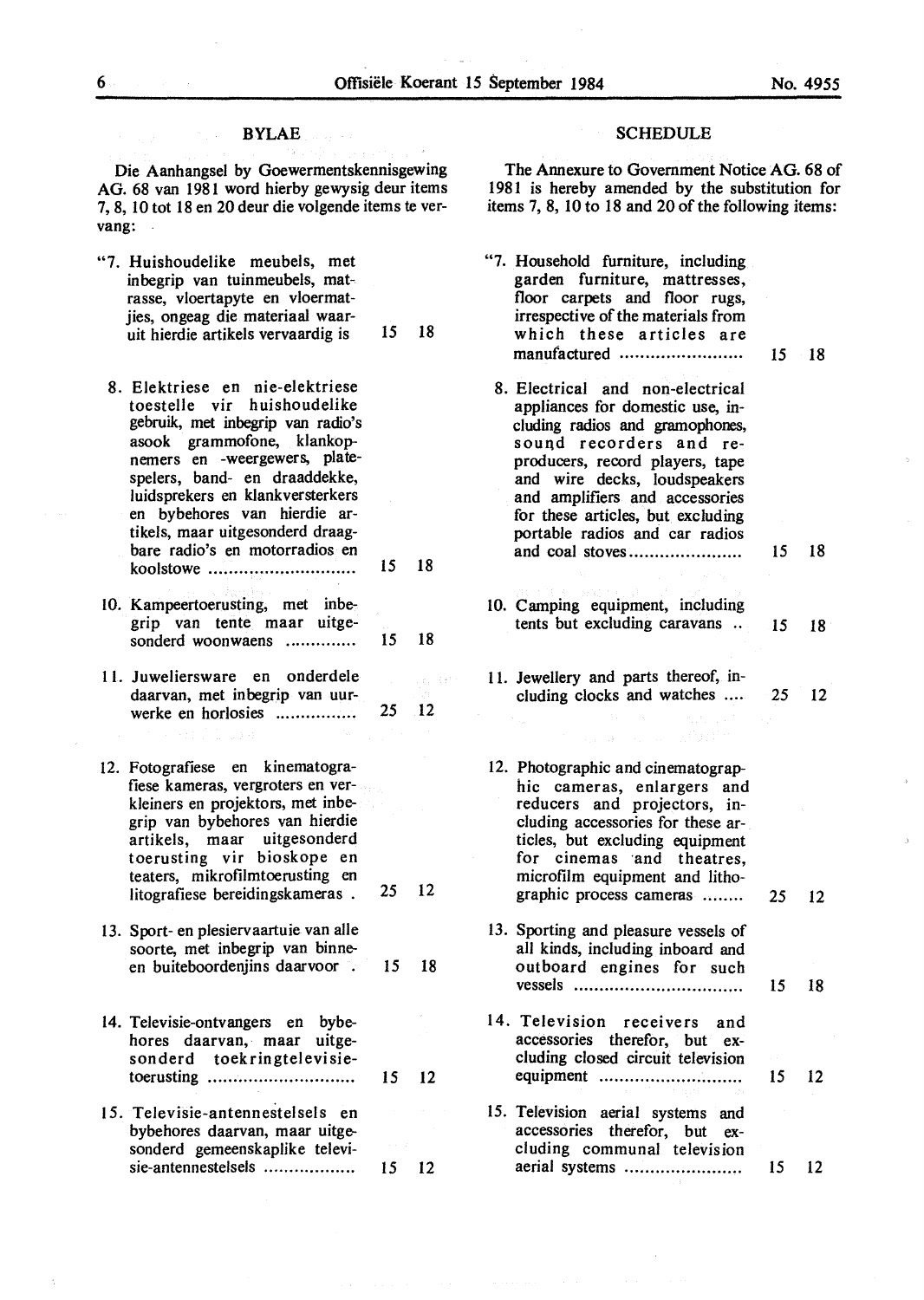## BYLAE

Die Aanhangsel by Goewermentskennisgewing AG. 68 van 1981 word hierby gewysig deur items 7, 8, 10 tot 18 en 20 deur die volgende items te vervang:

| | | |
|---|---|---|
| "7. Huishoudelike meubels, met inbegrip van tuinmeubels, matrasse, vloertapyte en vloermatjies, ongeag die materiaal waaruit hierdie artikels vervaardig is | 15 | 18 |
| 8. Elektriese en nie-elektriese toestelle vir huishoudelike gebruik, met inbegrip van radio's asook grammofone, klankopnemers en -weergewers, platespelers, band- en draaddekke, luidsprekers en klankversterkers en bybehores van hierdie artikels, maar uitgesonderd draagbare radio's en motorradios en koolstowe | 15 | 18 |
| 10. Kampeertoerusting, met inbegrip van tente maar uitgesonderd woonwaens | 15 | 18 |
| 11. Juweliersware en onderdele daarvan, met inbegrip van uurwerke en horlosies | 25 | 12 |
| 12. Fotografiese en kinematografiese kameras, vergroters en verkleiners en projektors, met inbegrip van bybehores van hierdie artikels, maar uitgesonderd toerusting vir bioskope en teaters, mikrofilmtoerusting en litografiese bereidingskameras | 25 | 12 |
| 13. Sport- en plesiervaartuie van alle soorte, met inbegrip van binne- en buiteboordenjins daarvoor | 15 | 18 |
| 14. Televisie-ontvangers en bybehores daarvan, maar uitgesonderd toekringtelevisietoerusting | 15 | 12 |
| 15. Televisie-antennestelsels en bybehores daarvan, maar uitgesonderd gemeenskaplike televisie-antennestelsels | 15 | 12 |

## SCHEDULE

The Annexure to Government Notice AG. 68 of 1981 is hereby amended by the substitution for items 7, 8, 10 to 18 and 20 of the following items:

| | | |
|---|---|---|
| "7. Household furniture, including garden furniture, mattresses, floor carpets and floor rugs, irrespective of the materials from which these articles are manufactured | 15 | 18 |
| 8. Electrical and non-electrical appliances for domestic use, including radios and gramophones, sound recorders and reproducers, record players, tape and wire decks, loudspeakers and amplifiers and accessories for these articles, but excluding portable radios and car radios and coal stoves | 15 | 18 |
| 10. Camping equipment, including tents but excluding caravans | 15 | 18 |
| 11. Jewellery and parts thereof, including clocks and watches | 25 | 12 |
| 12. Photographic and cinematographic cameras, enlargers and reducers and projectors, including accessories for these articles, but excluding equipment for cinemas and theatres, microfilm equipment and lithographic process cameras | 25 | 12 |
| 13. Sporting and pleasure vessels of all kinds, including inboard and outboard engines for such vessels | 15 | 18 |
| 14. Television receivers and accessories therefor, but excluding closed circuit television equipment | 15 | 12 |
| 15. Television aerial systems and accessories therefor, but excluding communal television aerial systems | 15 | 12 |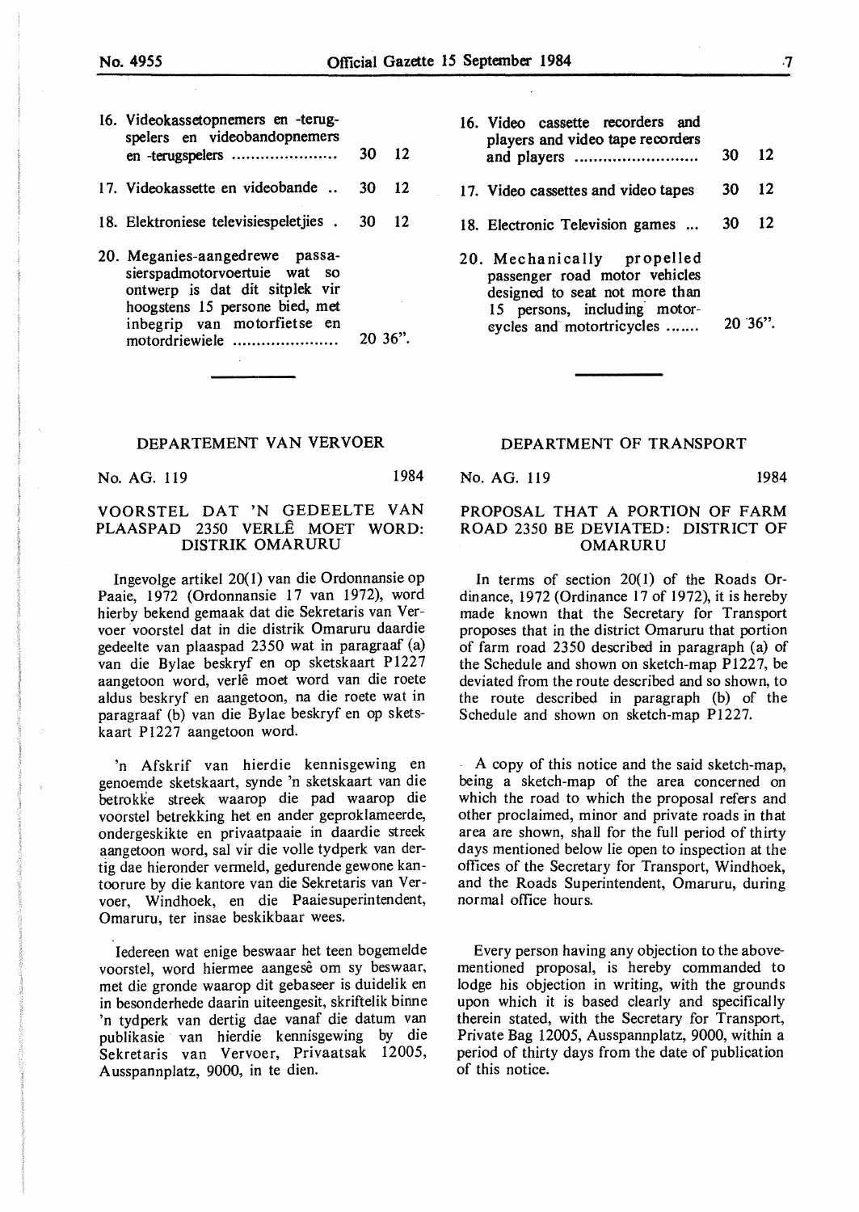| | | |
|---|---|---|
| 16. Videokassetopnemers en -terugspelers en videobandopnemers en -terugspelers ...................... | 30 | 12 |
| 17. Videokassette en videobande .. | 30 | 12 |
| 18. Elektroniese televisiespeletjies . | 30 | 12 |
| 20. Meganies-aangedrewe passasierspadmotorvoertuie wat so ontwerp is dat dit sitplek vir hoogstens 15 persone bied, met inbegrip van motorfietse en motordriewiele ...................... | 20 | 36". |

## DEPARTEMENT VAN VERVOER

No. AG. 119 1984

### VOORSTEL DAT 'N GEDEELTE VAN PLAASPAD 2350 VERLÊ MOET WORD: DISTRIK OMARURU

Ingevolge artikel 20(1) van die Ordonnansie op Paaie, 1972 (Ordonnansie 17 van 1972), word hierby bekend gemaak dat die Sekretaris van Vervoer voorstel dat in die distrik Omaruru daardie gedeelte van plaaspad 2350 wat in paragraaf (a) van die Bylae beskryf en op sketskaart P1227 aangetoon word, verlê moet word van die roete aldus beskryf en aangetoon, na die roete wat in paragraaf (b) van die Bylae beskryf en op sketskaart P1227 aangetoon word.

'n Afskrif van hierdie kennisgewing en genoemde sketskaart, synde 'n sketskaart van die betrokke streek waarop die pad waarop die voorstel betrekking het en ander geproklameerde, ondergeskikte en privaatpaaie in daardie streek aangetoon word, sal vir die volle tydperk van dertig dae hieronder vermeld, gedurende gewone kantoorure by die kantore van die Sekretaris van Vervoer, Windhoek, en die Paaiesuperintendent, Omaruru, ter insae beskikbaar wees.

Iedereen wat enige beswaar het teen bogemelde voorstel, word hiermee aangesê om sy beswaar, met die gronde waarop dit gebaseer is duidelik en in besonderhede daarin uiteengesit, skriftelik binne 'n tydperk van dertig dae vanaf die datum van publikasie van hierdie kennisgewing by die Sekretaris van Vervoer, Privaatsak 12005, Ausspannplatz, 9000, in te dien.

| | | |
|---|---|---|
| 16. Video cassette recorders and players and video tape recorders and players .......................... | 30 | 12 |
| 17. Video cassettes and video tapes | 30 | 12 |
| 18. Electronic Television games ... | 30 | 12 |
| 20. Mechanically propelled passenger road motor vehicles designed to seat not more than 15 persons, including motorcycles and motortricycles ....... | 20 | 36". |

## DEPARTMENT OF TRANSPORT

No. AG. 119 1984

### PROPOSAL THAT A PORTION OF FARM ROAD 2350 BE DEVIATED: DISTRICT OF OMARURU

In terms of section 20(1) of the Roads Ordinance, 1972 (Ordinance 17 of 1972), it is hereby made known that the Secretary for Transport proposes that in the district Omaruru that portion of farm road 2350 described in paragraph (a) of the Schedule and shown on sketch-map P1227, be deviated from the route described and so shown, to the route described in paragraph (b) of the Schedule and shown on sketch-map P1227.

A copy of this notice and the said sketch-map, being a sketch-map of the area concerned on which the road to which the proposal refers and other proclaimed, minor and private roads in that area are shown, shall for the full period of thirty days mentioned below lie open to inspection at the offices of the Secretary for Transport, Windhoek, and the Roads Superintendent, Omaruru, during normal office hours.

Every person having any objection to the abovementioned proposal, is hereby commanded to lodge his objection in writing, with the grounds upon which it is based clearly and specifically therein stated, with the Secretary for Transport, Private Bag 12005, Ausspannplatz, 9000, within a period of thirty days from the date of publication of this notice.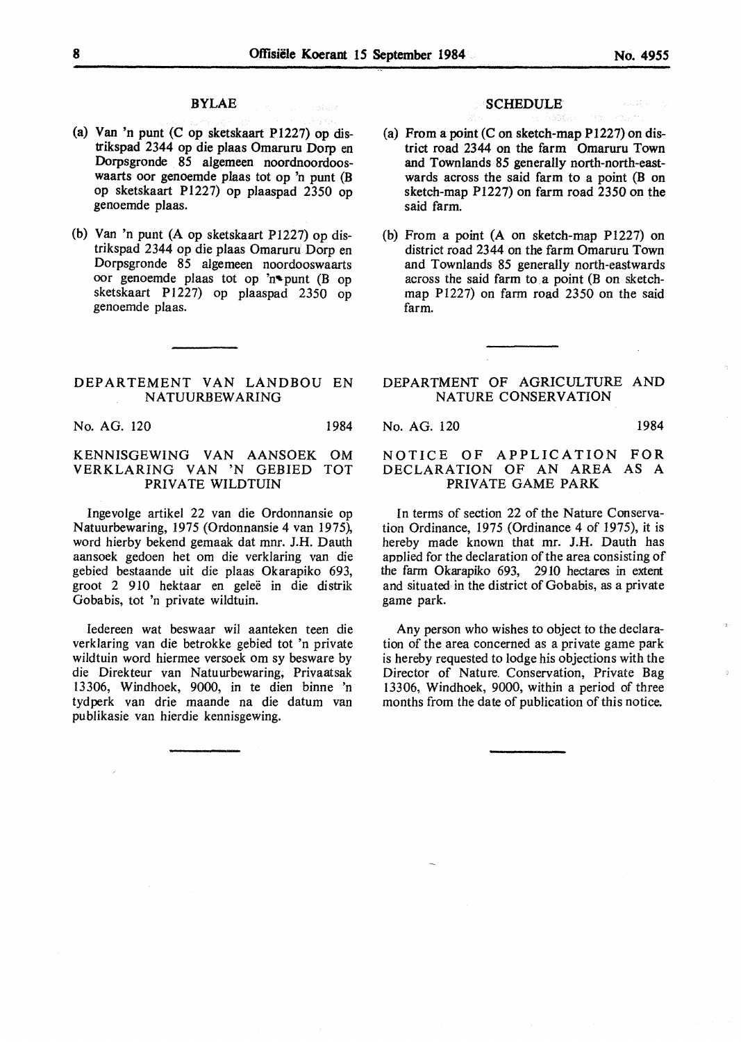## BYLAE

(a) Van 'n punt (C op sketskaart P1227) op distrikspad 2344 op die plaas Omaruru Dorp en Dorpsgronde 85 algemeen noordnoordooswaarts oor genoemde plaas tot op 'n punt (B op sketskaart P1227) op plaaspad 2350 op genoemde plaas.

(b) Van 'n punt (A op sketskaart P1227) op distrikspad 2344 op die plaas Omaruru Dorp en Dorpsgronde 85 algemeen noordooswaarts oor genoemde plaas tot op 'n punt (B op sketskaart P1227) op plaaspad 2350 op genoemde plaas.

## SCHEDULE

(a) From a point (C on sketch-map P1227) on district road 2344 on the farm Omaruru Town and Townlands 85 generally north-north-eastwards across the said farm to a point (B on sketch-map P1227) on farm road 2350 on the said farm.

(b) From a point (A on sketch-map P1227) on district road 2344 on the farm Omaruru Town and Townlands 85 generally north-eastwards across the said farm to a point (B on sketch-map P1227) on farm road 2350 on the said farm.

---

## DEPARTEMENT VAN LANDBOU EN NATUURBEWARING

No. AG. 120 1984

### KENNISGEWING VAN AANSOEK OM VERKLARING VAN 'N GEBIED TOT PRIVATE WILDTUIN

Ingevolge artikel 22 van die Ordonnansie op Natuurbewaring, 1975 (Ordonnansie 4 van 1975), word hierby bekend gemaak dat mnr. J.H. Dauth aansoek gedoen het om die verklaring van die gebied bestaande uit die plaas Okarapiko 693, groot 2 910 hektaar en geleë in die distrik Gobabis, tot 'n private wildtuin.

Iedereen wat beswaar wil aanteken teen die verklaring van die betrokke gebied tot 'n private wildtuin word hiermee versoek om sy besware by die Direkteur van Natuurbewaring, Privaatsak 13306, Windhoek, 9000, in te dien binne 'n tydperk van drie maande na die datum van publikasie van hierdie kennisgewing.

---

## DEPARTMENT OF AGRICULTURE AND NATURE CONSERVATION

No. AG. 120 1984

### NOTICE OF APPLICATION FOR DECLARATION OF AN AREA AS A PRIVATE GAME PARK

In terms of section 22 of the Nature Conservation Ordinance, 1975 (Ordinance 4 of 1975), it is hereby made known that mr. J.H. Dauth has applied for the declaration of the area consisting of the farm Okarapiko 693, 2910 hectares in extent and situated in the district of Gobabis, as a private game park.

Any person who wishes to object to the declaration of the area concerned as a private game park is hereby requested to lodge his objections with the Director of Nature Conservation, Private Bag 13306, Windhoek, 9000, within a period of three months from the date of publication of this notice.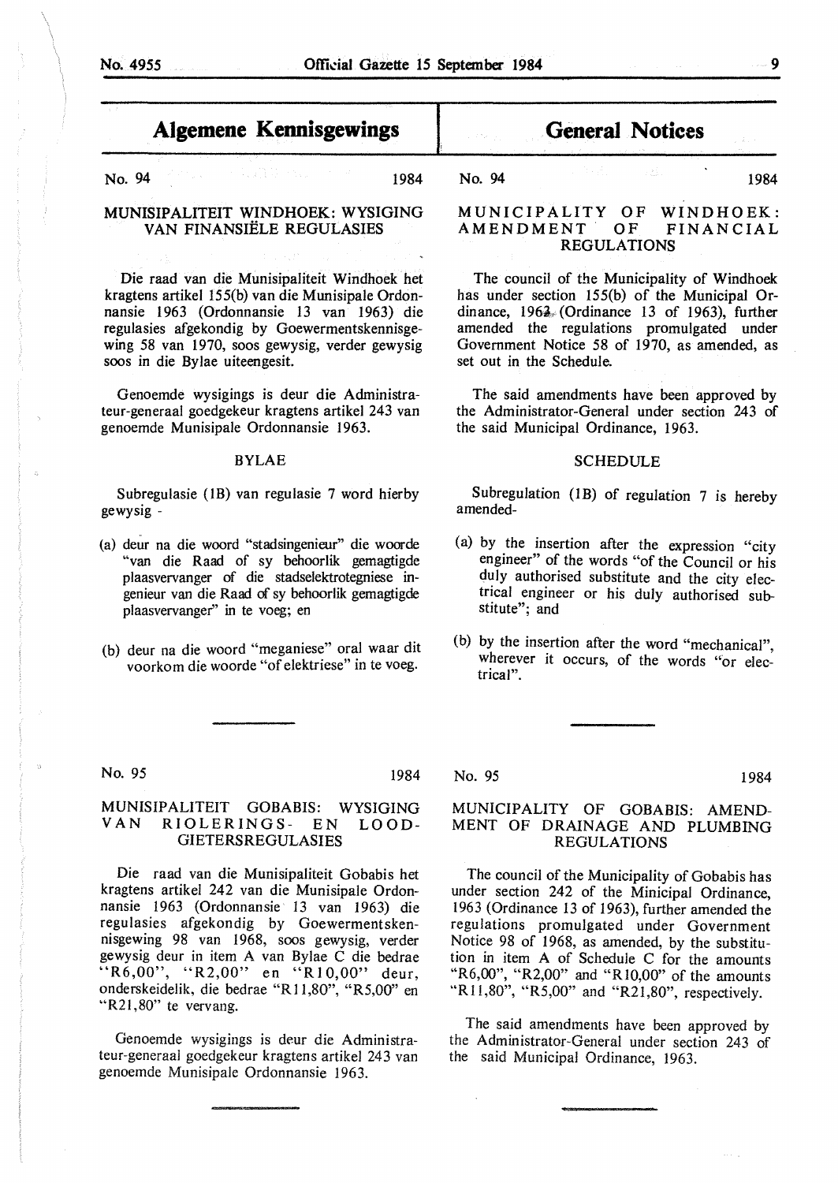## Algemene Kennisgewings

No. 94 1984

### MUNISIPALITEIT WINDHOEK: WYSIGING VAN FINANSIËLE REGULASIES

Die raad van die Munisipaliteit Windhoek het kragtens artikel 155(b) van die Munisipale Ordonnansie 1963 (Ordonnansie 13 van 1963) die regulasies afgekondig by Goewermentskennisgewing 58 van 1970, soos gewysig, verder gewysig soos in die Bylae uiteengesit.

Genoemde wysigings is deur die Administrateur-generaal goedgekeur kragtens artikel 243 van genoemde Munisipale Ordonnansie 1963.

BYLAE

Subregulasie (1B) van regulasie 7 word hierby gewysig -

(a) deur na die woord "stadsingenieur" die woorde "van die Raad of sy behoorlik gemagtigde plaasvervanger of die stadselektrotegniese ingenieur van die Raad of sy behoorlik gemagtigde plaasvervanger" in te voeg; en

(b) deur na die woord "meganiese" oral waar dit voorkom die woorde "of elektriese" in te voeg.

No. 95 1984

### MUNISIPALITEIT GOBABIS: WYSIGING VAN RIOLERINGS- EN LOODGIETERSREGULASIES

Die raad van die Munisipaliteit Gobabis het kragtens artikel 242 van die Munisipale Ordonnansie 1963 (Ordonnansie 13 van 1963) die regulasies afgekondig by Goewermentskennisgewing 98 van 1968, soos gewysig, verder gewysig deur in item A van Bylae C die bedrae "R6,00", "R2,00" en "R10,00" deur, onderskeidelik, die bedrae "R11,80", "R5,00" en "R21,80" te vervang.

Genoemde wysigings is deur die Administrateur-generaal goedgekeur kragtens artikel 243 van genoemde Munisipale Ordonnansie 1963.

## General Notices

No. 94 1984

### MUNICIPALITY OF WINDHOEK: AMENDMENT OF FINANCIAL REGULATIONS

The council of the Municipality of Windhoek has under section 155(b) of the Municipal Ordinance, 1963 (Ordinance 13 of 1963), further amended the regulations promulgated under Government Notice 58 of 1970, as amended, as set out in the Schedule.

The said amendments have been approved by the Administrator-General under section 243 of the said Municipal Ordinance, 1963.

SCHEDULE

Subregulation (1B) of regulation 7 is hereby amended-

(a) by the insertion after the expression "city engineer" of the words "of the Council or his duly authorised substitute and the city electrical engineer or his duly authorised substitute"; and

(b) by the insertion after the word "mechanical", wherever it occurs, of the words "or electrical".

No. 95 1984

### MUNICIPALITY OF GOBABIS: AMENDMENT OF DRAINAGE AND PLUMBING REGULATIONS

The council of the Municipality of Gobabis has under section 242 of the Minicipal Ordinance, 1963 (Ordinance 13 of 1963), further amended the regulations promulgated under Government Notice 98 of 1968, as amended, by the substitution in item A of Schedule C for the amounts "R6,00", "R2,00" and "R10,00" of the amounts "R11,80", "R5,00" and "R21,80", respectively.

The said amendments have been approved by the Administrator-General under section 243 of the said Municipal Ordinance, 1963.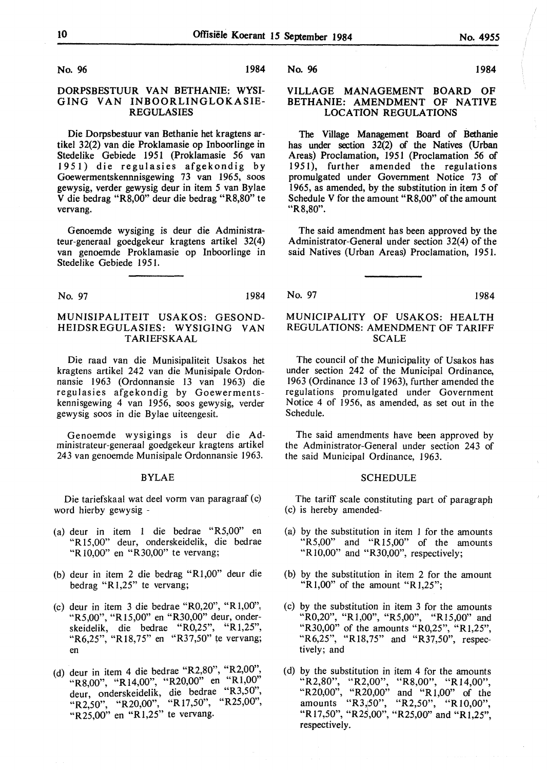No. 96 1984

## DORPSBESTUUR VAN BETHANIE: WYSIGING VAN INBOORLINGLOKASIE-REGULASIES

Die Dorpsbestuur van Bethanie het kragtens artikel 32(2) van die Proklamasie op Inboorlinge in Stedelike Gebiede 1951 (Proklamasie 56 van 1951) die regulasies afgekondig by Goewermentskennnisgewing 73 van 1965, soos gewysig, verder gewysig deur in item 5 van Bylae V die bedrag "R8,00" deur die bedrag "R8,80" te vervang.

Genoemde wysiging is deur die Administrateur-generaal goedgekeur kragtens artikel 32(4) van genoemde Proklamasie op Inboorlinge in Stedelike Gebiede 1951.

No. 97 1984

## MUNISIPALITEIT USAKOS: GESONDHEIDSREGULASIES: WYSIGING VAN TARIEFSKAAL

Die raad van die Munisipaliteit Usakos het kragtens artikel 242 van die Munisipale Ordonnansie 1963 (Ordonnansie 13 van 1963) die regulasies afgekondig by Goewermentskennisgewing 4 van 1956, soos gewysig, verder gewysig soos in die Bylae uiteengesit.

Genoemde wysigings is deur die Administrateur-generaal goedgekeur kragtens artikel 243 van genoemde Munisipale Ordonnansie 1963.

### BYLAE

Die tariefskaal wat deel vorm van paragraaf (c) word hierby gewysig -

(a) deur in item 1 die bedrae "R5,00" en "R15,00" deur, onderskeidelik, die bedrae "R10,00" en "R30,00" te vervang;

(b) deur in item 2 die bedrag "R1,00" deur die bedrag "R1,25" te vervang;

(c) deur in item 3 die bedrae "R0,20", "R1,00", "R5,00", "R15,00" en "R30,00" deur, onderskeidelik, die bedrae "R0,25", "R1,25", "R6,25", "R18,75" en "R37,50" te vervang; en

(d) deur in item 4 die bedrae "R2,80", "R2,00", "R8,00", "R14,00", "R20,00" en "R1,00" deur, onderskeidelik, die bedrae "R3,50", "R2,50", "R20,00", "R17,50", "R25,00", "R25,00" en "R1,25" te vervang.

No. 96 1984

## VILLAGE MANAGEMENT BOARD OF BETHANIE: AMENDMENT OF NATIVE LOCATION REGULATIONS

The Village Management Board of Bethanie has under section 32(2) of the Natives (Urban Areas) Proclamation, 1951 (Proclamation 56 of 1951), further amended the regulations promulgated under Government Notice 73 of 1965, as amended, by the substitution in item 5 of Schedule V for the amount "R8,00" of the amount "R8,80".

The said amendment has been approved by the Administrator-General under section 32(4) of the said Natives (Urban Areas) Proclamation, 1951.

No. 97 1984

## MUNICIPALITY OF USAKOS: HEALTH REGULATIONS: AMENDMENT OF TARIFF SCALE

The council of the Municipality of Usakos has under section 242 of the Municipal Ordinance, 1963 (Ordinance 13 of 1963), further amended the regulations promulgated under Government Notice 4 of 1956, as amended, as set out in the Schedule.

The said amendments have been approved by the Administrator-General under section 243 of the said Municipal Ordinance, 1963.

### SCHEDULE

The tariff scale constituting part of paragraph (c) is hereby amended-

(a) by the substitution in item 1 for the amounts "R5,00" and "R15,00" of the amounts "R10,00" and "R30,00", respectively;

(b) by the substitution in item 2 for the amount "R1,00" of the amount "R1,25";

(c) by the substitution in item 3 for the amounts "R0,20", "R1,00", "R5,00", "R15,00" and "R30,00" of the amounts "R0,25", "R1,25", "R6,25", "R18,75" and "R37,50", respectively; and

(d) by the substitution in item 4 for the amounts "R2,80", "R2,00", "R8,00", "R14,00", "R20,00", "R20,00" and "R1,00" of the amounts "R3,50", "R2,50", "R10,00", "R17,50", "R25,00", "R25,00" and "R1,25", respectively.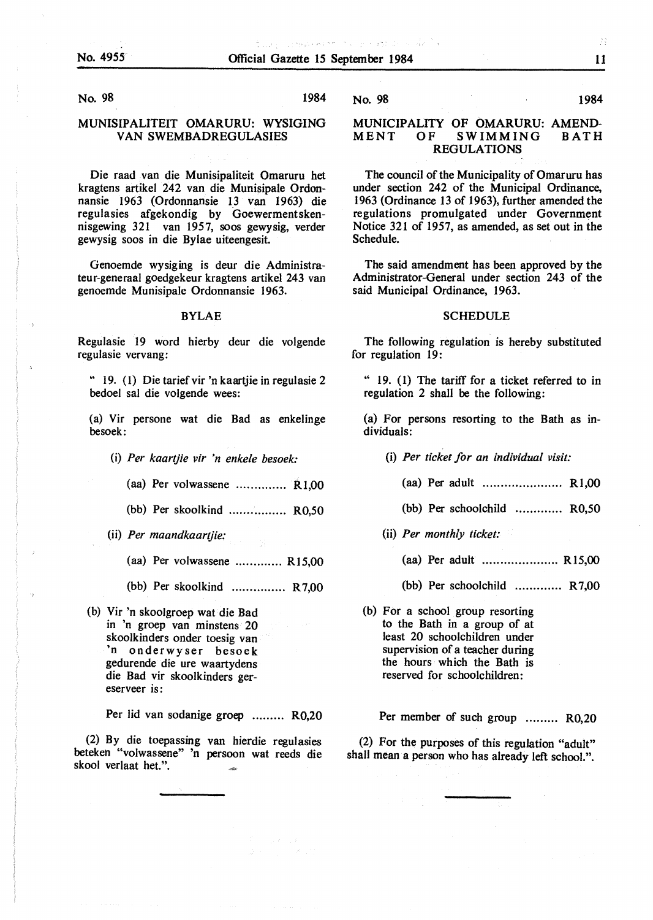No. 98 1984

## MUNISIPALITEIT OMARURU: WYSIGING VAN SWEMBADREGULASIES

Die raad van die Munisipaliteit Omaruru het kragtens artikel 242 van die Munisipale Ordonnansie 1963 (Ordonnansie 13 van 1963) die regulasies afgekondig by Goewermentskennisgewing 321 van 1957, soos gewysig, verder gewysig soos in die Bylae uiteengesit.

Genoemde wysiging is deur die Administrateur-generaal goedgekeur kragtens artikel 243 van genoemde Munisipale Ordonnansie 1963.

### BYLAE

Regulasie 19 word hierby deur die volgende regulasie vervang:

" 19. (1) Die tarief vir 'n kaartjie in regulasie 2 bedoel sal die volgende wees:

(a) Vir persone wat die Bad as enkelinge besoek:

(i) *Per kaartjie vir 'n enkele besoek:*

(aa) Per volwassene .............. R1,00

(bb) Per skoolkind ................ R0,50

(ii) *Per maandkaartjie:*

(aa) Per volwassene ............. R15,00

(bb) Per skoolkind ............... R7,00

(b) Vir 'n skoolgroep wat die Bad in 'n groep van minstens 20 skoolkinders onder toesig van 'n onderwyser besoek gedurende die ure waartydens die Bad vir skoolkinders gereserveer is:

Per lid van sodanige groep ......... R0,20

(2) By die toepassing van hierdie regulasies beteken "volwassene" 'n persoon wat reeds die skool verlaat het.".

---

No. 98 1984

## MUNICIPALITY OF OMARURU: AMENDMENT OF SWIMMING BATH REGULATIONS

The council of the Municipality of Omaruru has under section 242 of the Municipal Ordinance, 1963 (Ordinance 13 of 1963), further amended the regulations promulgated under Government Notice 321 of 1957, as amended, as set out in the Schedule.

The said amendment has been approved by the Administrator-General under section 243 of the said Municipal Ordinance, 1963.

### SCHEDULE

The following regulation is hereby substituted for regulation 19:

" 19. (1) The tariff for a ticket referred to in regulation 2 shall be the following:

(a) For persons resorting to the Bath as individuals:

(i) *Per ticket for an individual visit:*

(aa) Per adult ...................... R1,00

(bb) Per schoolchild ............. R0,50

(ii) *Per monthly ticket:*

(aa) Per adult ..................... R15,00

(bb) Per schoolchild ............. R7,00

(b) For a school group resorting to the Bath in a group of at least 20 schoolchildren under supervision of a teacher during the hours which the Bath is reserved for schoolchildren:

Per member of such group ......... R0,20

(2) For the purposes of this regulation "adult" shall mean a person who has already left school.".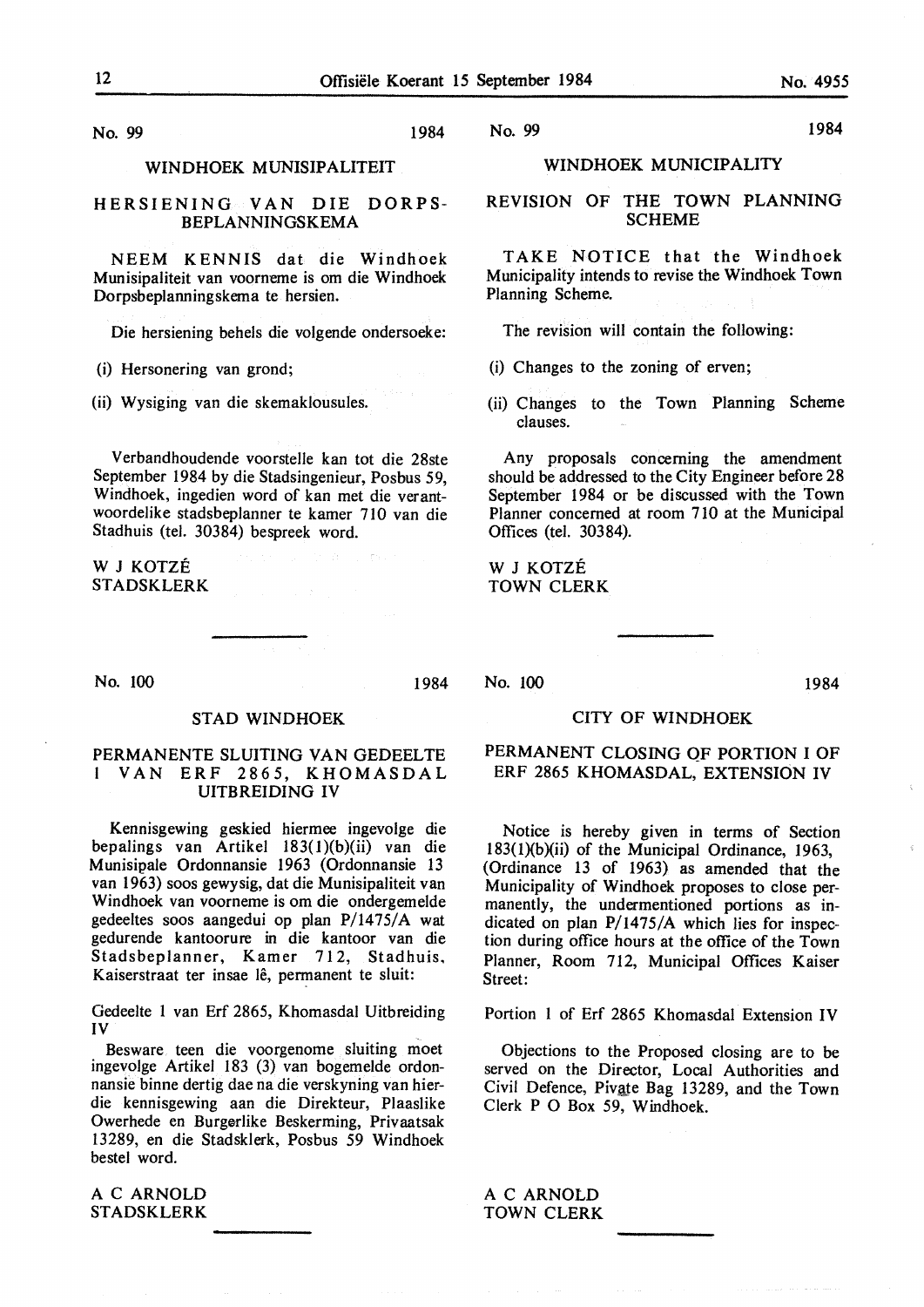No. 99 1984

## WINDHOEK MUNISIPALITEIT

### HERSIENING VAN DIE DORPSBEPLANNINGSKEMA

NEEM KENNIS dat die Windhoek Munisipaliteit van voorneme is om die Windhoek Dorpsbeplanningskema te hersien.

Die hersiening behels die volgende ondersoeke:

(i) Hersonering van grond;

(ii) Wysiging van die skemaklousules.

Verbandhoudende voorstelle kan tot die 28ste September 1984 by die Stadsingenieur, Posbus 59, Windhoek, ingedien word of kan met die verantwoordelike stadsbeplanner te kamer 710 van die Stadhuis (tel. 30384) bespreek word.

W J KOTZÉ
STADSKLERK

No. 99 1984

## WINDHOEK MUNICIPALITY

### REVISION OF THE TOWN PLANNING SCHEME

TAKE NOTICE that the Windhoek Municipality intends to revise the Windhoek Town Planning Scheme.

The revision will contain the following:

(i) Changes to the zoning of erven;

(ii) Changes to the Town Planning Scheme clauses.

Any proposals concerning the amendment should be addressed to the City Engineer before 28 September 1984 or be discussed with the Town Planner concerned at room 710 at the Municipal Offices (tel. 30384).

W J KOTZÉ
TOWN CLERK

---

No. 100 1984

## STAD WINDHOEK

### PERMANENTE SLUITING VAN GEDEELTE I VAN ERF 2865, KHOMASDAL UITBREIDING IV

Kennisgewing geskied hiermee ingevolge die bepalings van Artikel 183(1)(b)(ii) van die Munisipale Ordonnansie 1963 (Ordonnansie 13 van 1963) soos gewysig, dat die Munisipaliteit van Windhoek van voorneme is om die ondergemelde gedeeltes soos aangedui op plan P/1475/A wat gedurende kantoorure in die kantoor van die Stadsbeplanner, Kamer 712, Stadhuis, Kaiserstraat ter insae lê, permanent te sluit:

Gedeelte 1 van Erf 2865, Khomasdal Uitbreiding IV

Besware teen die voorgenome sluiting moet ingevolge Artikel 183 (3) van bogemelde ordonnansie binne dertig dae na die verskyning van hierdie kennisgewing aan die Direkteur, Plaaslike Owerhede en Burgerlike Beskerming, Privaatsak 13289, en die Stadsklerk, Posbus 59 Windhoek bestel word.

A C ARNOLD
STADSKLERK

No. 100 1984

## CITY OF WINDHOEK

### PERMANENT CLOSING OF PORTION I OF ERF 2865 KHOMASDAL, EXTENSION IV

Notice is hereby given in terms of Section 183(1)(b)(ii) of the Municipal Ordinance, 1963, (Ordinance 13 of 1963) as amended that the Municipality of Windhoek proposes to close permanently, the undermentioned portions as indicated on plan P/1475/A which lies for inspection during office hours at the office of the Town Planner, Room 712, Municipal Offices Kaiser Street:

Portion 1 of Erf 2865 Khomasdal Extension IV

Objections to the Proposed closing are to be served on the Director, Local Authorities and Civil Defence, Pivate Bag 13289, and the Town Clerk P O Box 59, Windhoek.

A C ARNOLD
TOWN CLERK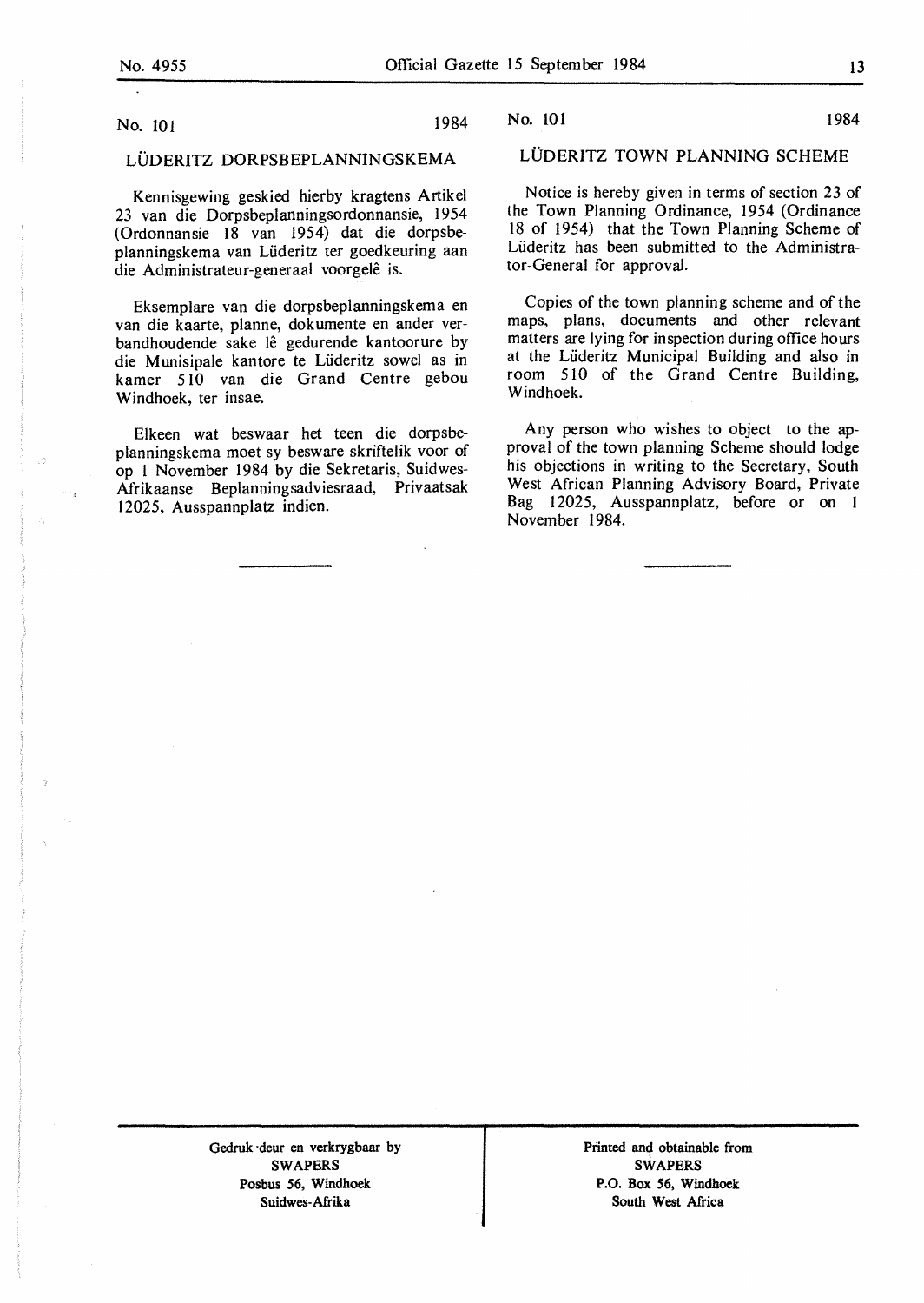No. 101 1984

## LÜDERITZ DORPSBEPLANNINGSKEMA

Kennisgewing geskied hierby kragtens Artikel 23 van die Dorpsbeplanningsordonnansie, 1954 (Ordonnansie 18 van 1954) dat die dorpsbeplanningskema van Lüderitz ter goedkeuring aan die Administrateur-generaal voorgelê is.

Eksemplare van die dorpsbeplanningskema en van die kaarte, planne, dokumente en ander verbandhoudende sake lê gedurende kantoorure by die Munisipale kantore te Lüderitz sowel as in kamer 510 van die Grand Centre gebou Windhoek, ter insae.

Elkeen wat beswaar het teen die dorpsbeplanningskema moet sy besware skriftelik voor of op 1 November 1984 by die Sekretaris, Suidwes-Afrikaanse Beplanningsadviesraad, Privaatsak 12025, Ausspannplatz indien.

No. 101 1984

## LÜDERITZ TOWN PLANNING SCHEME

Notice is hereby given in terms of section 23 of the Town Planning Ordinance, 1954 (Ordinance 18 of 1954) that the Town Planning Scheme of Lüderitz has been submitted to the Administrator-General for approval.

Copies of the town planning scheme and of the maps, plans, documents and other relevant matters are lying for inspection during office hours at the Lüderitz Municipal Building and also in room 510 of the Grand Centre Building, Windhoek.

Any person who wishes to object to the approval of the town planning Scheme should lodge his objections in writing to the Secretary, South West African Planning Advisory Board, Private Bag 12025, Ausspannplatz, before or on 1 November 1984.

Gedruk deur en verkrygbaar by
**SWAPERS**
Posbus 56, Windhoek
Suidwes-Afrika

Printed and obtainable from
**SWAPERS**
P.O. Box 56, Windhoek
South West Africa